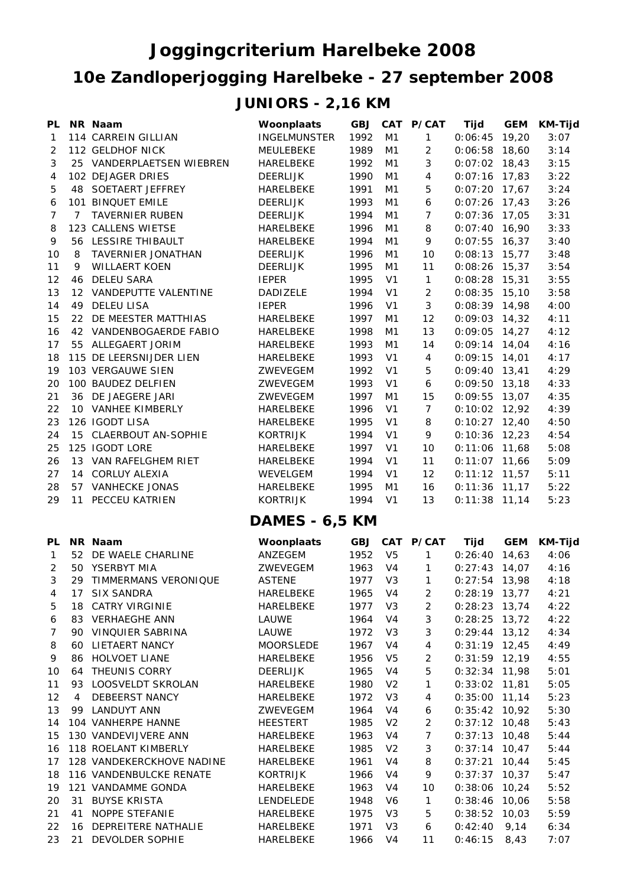# Joggingcriterium Harelbeke 2008

## 10e Zandloperjogging Harelbeke - 27 september 2008

### JUNIORS - 2,16 KM

| PL | NR | Naam | Woonplaats | GBJ | CAT | P/CAT | Tijd | GEM | KM-Tijd |
|---|---|---|---|---|---|---|---|---|---|
| 1 | 114 | CARREIN GILLIAN | INGELMUNSTER | 1992 | M1 | 1 | 0:06:45 | 19,20 | 3:07 |
| 2 | 112 | GELDHOF NICK | MEULEBEKE | 1989 | M1 | 2 | 0:06:58 | 18,60 | 3:14 |
| 3 | 25 | VANDERPLAETSEN WIEBREN | HARELBEKE | 1992 | M1 | 3 | 0:07:02 | 18,43 | 3:15 |
| 4 | 102 | DEJAGER DRIES | DEERLIJK | 1990 | M1 | 4 | 0:07:16 | 17,83 | 3:22 |
| 5 | 48 | SOETAERT JEFFREY | HARELBEKE | 1991 | M1 | 5 | 0:07:20 | 17,67 | 3:24 |
| 6 | 101 | BINQUET EMILE | DEERLIJK | 1993 | M1 | 6 | 0:07:26 | 17,43 | 3:26 |
| 7 | 7 | TAVERNIER RUBEN | DEERLIJK | 1994 | M1 | 7 | 0:07:36 | 17,05 | 3:31 |
| 8 | 123 | CALLENS WIETSE | HARELBEKE | 1996 | M1 | 8 | 0:07:40 | 16,90 | 3:33 |
| 9 | 56 | LESSIRE THIBAULT | HARELBEKE | 1994 | M1 | 9 | 0:07:55 | 16,37 | 3:40 |
| 10 | 8 | TAVERNIER JONATHAN | DEERLIJK | 1996 | M1 | 10 | 0:08:13 | 15,77 | 3:48 |
| 11 | 9 | WILLAERT KOEN | DEERLIJK | 1995 | M1 | 11 | 0:08:26 | 15,37 | 3:54 |
| 12 | 46 | DELEU SARA | IEPER | 1995 | V1 | 1 | 0:08:28 | 15,31 | 3:55 |
| 13 | 12 | VANDEPUTTE VALENTINE | DADIZELE | 1994 | V1 | 2 | 0:08:35 | 15,10 | 3:58 |
| 14 | 49 | DELEU LISA | IEPER | 1996 | V1 | 3 | 0:08:39 | 14,98 | 4:00 |
| 15 | 22 | DE MEESTER MATTHIAS | HARELBEKE | 1997 | M1 | 12 | 0:09:03 | 14,32 | 4:11 |
| 16 | 42 | VANDENBOGAERDE FABIO | HARELBEKE | 1998 | M1 | 13 | 0:09:05 | 14,27 | 4:12 |
| 17 | 55 | ALLEGAERT JORIM | HARELBEKE | 1993 | M1 | 14 | 0:09:14 | 14,04 | 4:16 |
| 18 | 115 | DE LEERSNIJDER LIEN | HARELBEKE | 1993 | V1 | 4 | 0:09:15 | 14,01 | 4:17 |
| 19 | 103 | VERGAUWE SIEN | ZWEVEGEM | 1992 | V1 | 5 | 0:09:40 | 13,41 | 4:29 |
| 20 | 100 | BAUDEZ DELFIEN | ZWEVEGEM | 1993 | V1 | 6 | 0:09:50 | 13,18 | 4:33 |
| 21 | 36 | DE JAEGERE JARI | ZWEVEGEM | 1997 | M1 | 15 | 0:09:55 | 13,07 | 4:35 |
| 22 | 10 | VANHEE KIMBERLY | HARELBEKE | 1996 | V1 | 7 | 0:10:02 | 12,92 | 4:39 |
| 23 | 126 | IGODT LISA | HARELBEKE | 1995 | V1 | 8 | 0:10:27 | 12,40 | 4:50 |
| 24 | 15 | CLAERBOUT AN-SOPHIE | KORTRIJK | 1994 | V1 | 9 | 0:10:36 | 12,23 | 4:54 |
| 25 | 125 | IGODT LORE | HARELBEKE | 1997 | V1 | 10 | 0:11:06 | 11,68 | 5:08 |
| 26 | 13 | VAN RAFELGHEM RIET | HARELBEKE | 1994 | V1 | 11 | 0:11:07 | 11,66 | 5:09 |
| 27 | 14 | CORLUY ALEXIA | WEVELGEM | 1994 | V1 | 12 | 0:11:12 | 11,57 | 5:11 |
| 28 | 57 | VANHECKE JONAS | HARELBEKE | 1995 | M1 | 16 | 0:11:36 | 11,17 | 5:22 |
| 29 | 11 | PECCEU KATRIEN | KORTRIJK | 1994 | V1 | 13 | 0:11:38 | 11,14 | 5:23 |

### DAMES - 6,5 KM

| PL | NR | Naam | Woonplaats | GBJ | CAT | P/CAT | Tijd | GEM | KM-Tijd |
|---|---|---|---|---|---|---|---|---|---|
| 1 | 52 | DE WAELE CHARLINE | ANZEGEM | 1952 | V5 | 1 | 0:26:40 | 14,63 | 4:06 |
| 2 | 50 | YSERBYT MIA | ZWEVEGEM | 1963 | V4 | 1 | 0:27:43 | 14,07 | 4:16 |
| 3 | 29 | TIMMERMANS VERONIQUE | ASTENE | 1977 | V3 | 1 | 0:27:54 | 13,98 | 4:18 |
| 4 | 17 | SIX SANDRA | HARELBEKE | 1965 | V4 | 2 | 0:28:19 | 13,77 | 4:21 |
| 5 | 18 | CATRY VIRGINIE | HARELBEKE | 1977 | V3 | 2 | 0:28:23 | 13,74 | 4:22 |
| 6 | 83 | VERHAEGHE ANN | LAUWE | 1964 | V4 | 3 | 0:28:25 | 13,72 | 4:22 |
| 7 | 90 | VINQUIER SABRINA | LAUWE | 1972 | V3 | 3 | 0:29:44 | 13,12 | 4:34 |
| 8 | 60 | LIETAERT NANCY | MOORSLEDE | 1967 | V4 | 4 | 0:31:19 | 12,45 | 4:49 |
| 9 | 86 | HOLVOET LIANE | HARELBEKE | 1956 | V5 | 2 | 0:31:59 | 12,19 | 4:55 |
| 10 | 64 | THEUNIS CORRY | DEERLIJK | 1965 | V4 | 5 | 0:32:34 | 11,98 | 5:01 |
| 11 | 93 | LOOSVELDT SKROLAN | HARELBEKE | 1980 | V2 | 1 | 0:33:02 | 11,81 | 5:05 |
| 12 | 4 | DEBEERST NANCY | HARELBEKE | 1972 | V3 | 4 | 0:35:00 | 11,14 | 5:23 |
| 13 | 99 | LANDUYT ANN | ZWEVEGEM | 1964 | V4 | 6 | 0:35:42 | 10,92 | 5:30 |
| 14 | 104 | VANHERPE HANNE | HEESTERT | 1985 | V2 | 2 | 0:37:12 | 10,48 | 5:43 |
| 15 | 130 | VANDEVIJVERE ANN | HARELBEKE | 1963 | V4 | 7 | 0:37:13 | 10,48 | 5:44 |
| 16 | 118 | ROELANT KIMBERLY | HARELBEKE | 1985 | V2 | 3 | 0:37:14 | 10,47 | 5:44 |
| 17 | 128 | VANDEKERCKHOVE NADINE | HARELBEKE | 1961 | V4 | 8 | 0:37:21 | 10,44 | 5:45 |
| 18 | 116 | VANDENBULCKE RENATE | KORTRIJK | 1966 | V4 | 9 | 0:37:37 | 10,37 | 5:47 |
| 19 | 121 | VANDAMME GONDA | HARELBEKE | 1963 | V4 | 10 | 0:38:06 | 10,24 | 5:52 |
| 20 | 31 | BUYSE KRISTA | LENDELEDE | 1948 | V6 | 1 | 0:38:46 | 10,06 | 5:58 |
| 21 | 41 | NOPPE STEFANIE | HARELBEKE | 1975 | V3 | 5 | 0:38:52 | 10,03 | 5:59 |
| 22 | 16 | DEPREITERE NATHALIE | HARELBEKE | 1971 | V3 | 6 | 0:42:40 | 9,14 | 6:34 |
| 23 | 21 | DEVOLDER SOPHIE | HARELBEKE | 1966 | V4 | 11 | 0:46:15 | 8,43 | 7:07 |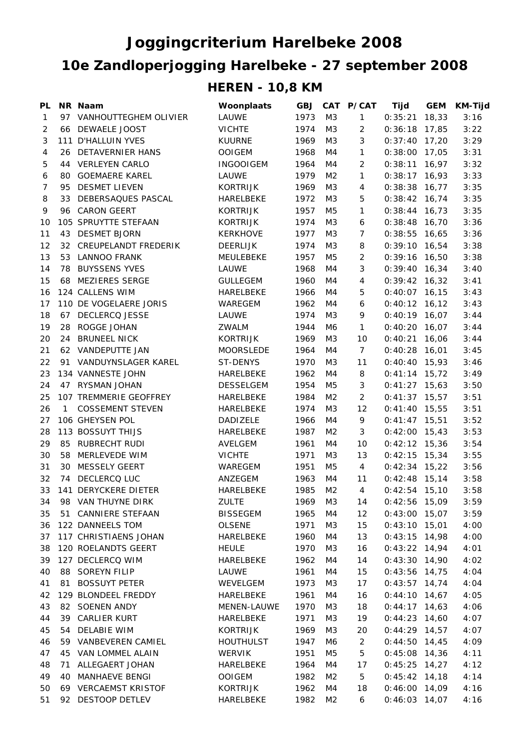# Joggingcriterium Harelbeke 2008

## 10e Zandloperjogging Harelbeke - 27 september 2008

### HEREN - 10,8 KM

| PL | NR | Naam | Woonplaats | GBJ | CAT | P/CAT | Tijd | GEM | KM-Tijd |
|---|---|---|---|---|---|---|---|---|---|
| 1 | 97 | VANHOUTTEGHEM OLIVIER | LAUWE | 1973 | M3 | 1 | 0:35:21 | 18,33 | 3:16 |
| 2 | 66 | DEWAELE JOOST | VICHTE | 1974 | M3 | 2 | 0:36:18 | 17,85 | 3:22 |
| 3 | 111 | D'HALLUIN YVES | KUURNE | 1969 | M3 | 3 | 0:37:40 | 17,20 | 3:29 |
| 4 | 26 | DETAVERNIER HANS | OOIGEM | 1968 | M4 | 1 | 0:38:00 | 17,05 | 3:31 |
| 5 | 44 | VERLEYEN CARLO | INGOOIGEM | 1964 | M4 | 2 | 0:38:11 | 16,97 | 3:32 |
| 6 | 80 | GOEMAERE KAREL | LAUWE | 1979 | M2 | 1 | 0:38:17 | 16,93 | 3:33 |
| 7 | 95 | DESMET LIEVEN | KORTRIJK | 1969 | M3 | 4 | 0:38:38 | 16,77 | 3:35 |
| 8 | 33 | DEBERSAQUES PASCAL | HARELBEKE | 1972 | M3 | 5 | 0:38:42 | 16,74 | 3:35 |
| 9 | 96 | CARON GEERT | KORTRIJK | 1957 | M5 | 1 | 0:38:44 | 16,73 | 3:35 |
| 10 | 105 | SPRUYTTE STEFAAN | KORTRIJK | 1974 | M3 | 6 | 0:38:48 | 16,70 | 3:36 |
| 11 | 43 | DESMET BJORN | KERKHOVE | 1977 | M3 | 7 | 0:38:55 | 16,65 | 3:36 |
| 12 | 32 | CREUPELANDT FREDERIK | DEERLIJK | 1974 | M3 | 8 | 0:39:10 | 16,54 | 3:38 |
| 13 | 53 | LANNOO FRANK | MEULEBEKE | 1957 | M5 | 2 | 0:39:16 | 16,50 | 3:38 |
| 14 | 78 | BUYSSENS YVES | LAUWE | 1968 | M4 | 3 | 0:39:40 | 16,34 | 3:40 |
| 15 | 68 | MEZIERES SERGE | GULLEGEM | 1960 | M4 | 4 | 0:39:42 | 16,32 | 3:41 |
| 16 | 124 | CALLENS WIM | HARELBEKE | 1966 | M4 | 5 | 0:40:07 | 16,15 | 3:43 |
| 17 | 110 | DE VOGELAERE JORIS | WAREGEM | 1962 | M4 | 6 | 0:40:12 | 16,12 | 3:43 |
| 18 | 67 | DECLERCQ JESSE | LAUWE | 1974 | M3 | 9 | 0:40:19 | 16,07 | 3:44 |
| 19 | 28 | ROGGE JOHAN | ZWALM | 1944 | M6 | 1 | 0:40:20 | 16,07 | 3:44 |
| 20 | 24 | BRUNEEL NICK | KORTRIJK | 1969 | M3 | 10 | 0:40:21 | 16,06 | 3:44 |
| 21 | 62 | VANDEPUTTE JAN | MOORSLEDE | 1964 | M4 | 7 | 0:40:28 | 16,01 | 3:45 |
| 22 | 91 | VANDUYNSLAGER KAREL | ST-DENYS | 1970 | M3 | 11 | 0:40:40 | 15,93 | 3:46 |
| 23 | 134 | VANNESTE JOHN | HARELBEKE | 1962 | M4 | 8 | 0:41:14 | 15,72 | 3:49 |
| 24 | 47 | RYSMAN JOHAN | DESSELGEM | 1954 | M5 | 3 | 0:41:27 | 15,63 | 3:50 |
| 25 | 107 | TREMMERIE GEOFFREY | HARELBEKE | 1984 | M2 | 2 | 0:41:37 | 15,57 | 3:51 |
| 26 | 1 | COSSEMENT STEVEN | HARELBEKE | 1974 | M3 | 12 | 0:41:40 | 15,55 | 3:51 |
| 27 | 106 | GHEYSEN POL | DADIZELE | 1966 | M4 | 9 | 0:41:47 | 15,51 | 3:52 |
| 28 | 113 | BOSSUYT THIJS | HARELBEKE | 1987 | M2 | 3 | 0:42:00 | 15,43 | 3:53 |
| 29 | 85 | RUBRECHT RUDI | AVELGEM | 1961 | M4 | 10 | 0:42:12 | 15,36 | 3:54 |
| 30 | 58 | MERLEVEDE WIM | VICHTE | 1971 | M3 | 13 | 0:42:15 | 15,34 | 3:55 |
| 31 | 30 | MESSELY GEERT | WAREGEM | 1951 | M5 | 4 | 0:42:34 | 15,22 | 3:56 |
| 32 | 74 | DECLERCQ LUC | ANZEGEM | 1963 | M4 | 11 | 0:42:48 | 15,14 | 3:58 |
| 33 | 141 | DERYCKERE DIETER | HARELBEKE | 1985 | M2 | 4 | 0:42:54 | 15,10 | 3:58 |
| 34 | 98 | VAN THUYNE DIRK | ZULTE | 1969 | M3 | 14 | 0:42:56 | 15,09 | 3:59 |
| 35 | 51 | CANNIERE STEFAAN | BISSEGEM | 1965 | M4 | 12 | 0:43:00 | 15,07 | 3:59 |
| 36 | 122 | DANNEELS TOM | OLSENE | 1971 | M3 | 15 | 0:43:10 | 15,01 | 4:00 |
| 37 | 117 | CHRISTIAENS JOHAN | HARELBEKE | 1960 | M4 | 13 | 0:43:15 | 14,98 | 4:00 |
| 38 | 120 | ROELANDTS GEERT | HEULE | 1970 | M3 | 16 | 0:43:22 | 14,94 | 4:01 |
| 39 | 127 | DECLERCQ WIM | HARELBEKE | 1962 | M4 | 14 | 0:43:30 | 14,90 | 4:02 |
| 40 | 88 | SOREYN FILIP | LAUWE | 1961 | M4 | 15 | 0:43:56 | 14,75 | 4:04 |
| 41 | 81 | BOSSUYT PETER | WEVELGEM | 1973 | M3 | 17 | 0:43:57 | 14,74 | 4:04 |
| 42 | 129 | BLONDEEL FREDDY | HARELBEKE | 1961 | M4 | 16 | 0:44:10 | 14,67 | 4:05 |
| 43 | 82 | SOENEN ANDY | MENEN-LAUWE | 1970 | M3 | 18 | 0:44:17 | 14,63 | 4:06 |
| 44 | 39 | CARLIER KURT | HARELBEKE | 1971 | M3 | 19 | 0:44:23 | 14,60 | 4:07 |
| 45 | 54 | DELABIE WIM | KORTRIJK | 1969 | M3 | 20 | 0:44:29 | 14,57 | 4:07 |
| 46 | 59 | VANBEVEREN CAMIEL | HOUTHULST | 1947 | M6 | 2 | 0:44:50 | 14,45 | 4:09 |
| 47 | 45 | VAN LOMMEL ALAIN | WERVIK | 1951 | M5 | 5 | 0:45:08 | 14,36 | 4:11 |
| 48 | 71 | ALLEGAERT JOHAN | HARELBEKE | 1964 | M4 | 17 | 0:45:25 | 14,27 | 4:12 |
| 49 | 40 | MANHAEVE BENGI | OOIGEM | 1982 | M2 | 5 | 0:45:42 | 14,18 | 4:14 |
| 50 | 69 | VERCAEMST KRISTOF | KORTRIJK | 1962 | M4 | 18 | 0:46:00 | 14,09 | 4:16 |
| 51 | 92 | DESTOOP DETLEV | HARELBEKE | 1982 | M2 | 6 | 0:46:03 | 14,07 | 4:16 |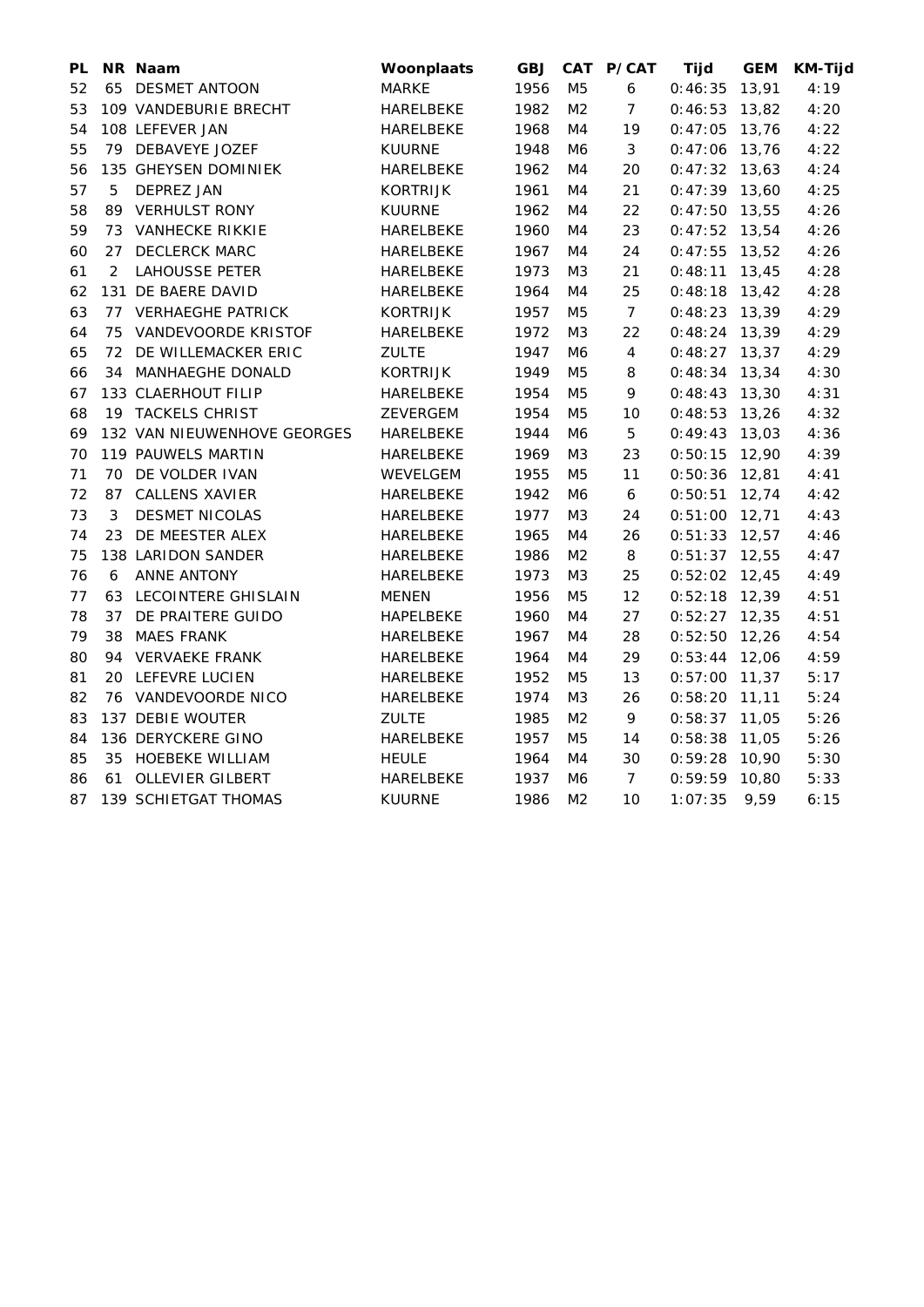| PL | NR | Naam | Woonplaats | GBJ | CAT | P/CAT | Tijd | GEM | KM-Tijd |
|---|---|---|---|---|---|---|---|---|---|
| 52 | 65 | DESMET ANTOON | MARKE | 1956 | M5 | 6 | 0:46:35 | 13,91 | 4:19 |
| 53 | 109 | VANDEBURIE BRECHT | HARELBEKE | 1982 | M2 | 7 | 0:46:53 | 13,82 | 4:20 |
| 54 | 108 | LEFEVER JAN | HARELBEKE | 1968 | M4 | 19 | 0:47:05 | 13,76 | 4:22 |
| 55 | 79 | DEBAVEYE JOZEF | KUURNE | 1948 | M6 | 3 | 0:47:06 | 13,76 | 4:22 |
| 56 | 135 | GHEYSEN DOMINIEK | HARELBEKE | 1962 | M4 | 20 | 0:47:32 | 13,63 | 4:24 |
| 57 | 5 | DEPREZ JAN | KORTRIJK | 1961 | M4 | 21 | 0:47:39 | 13,60 | 4:25 |
| 58 | 89 | VERHULST RONY | KUURNE | 1962 | M4 | 22 | 0:47:50 | 13,55 | 4:26 |
| 59 | 73 | VANHECKE RIKKIE | HARELBEKE | 1960 | M4 | 23 | 0:47:52 | 13,54 | 4:26 |
| 60 | 27 | DECLERCK MARC | HARELBEKE | 1967 | M4 | 24 | 0:47:55 | 13,52 | 4:26 |
| 61 | 2 | LAHOUSSE PETER | HARELBEKE | 1973 | M3 | 21 | 0:48:11 | 13,45 | 4:28 |
| 62 | 131 | DE BAERE DAVID | HARELBEKE | 1964 | M4 | 25 | 0:48:18 | 13,42 | 4:28 |
| 63 | 77 | VERHAEGHE PATRICK | KORTRIJK | 1957 | M5 | 7 | 0:48:23 | 13,39 | 4:29 |
| 64 | 75 | VANDEVOORDE KRISTOF | HARELBEKE | 1972 | M3 | 22 | 0:48:24 | 13,39 | 4:29 |
| 65 | 72 | DE WILLEMACKER ERIC | ZULTE | 1947 | M6 | 4 | 0:48:27 | 13,37 | 4:29 |
| 66 | 34 | MANHAEGHE DONALD | KORTRIJK | 1949 | M5 | 8 | 0:48:34 | 13,34 | 4:30 |
| 67 | 133 | CLAERHOUT FILIP | HARELBEKE | 1954 | M5 | 9 | 0:48:43 | 13,30 | 4:31 |
| 68 | 19 | TACKELS CHRIST | ZEVERGEM | 1954 | M5 | 10 | 0:48:53 | 13,26 | 4:32 |
| 69 | 132 | VAN NIEUWENHOVE GEORGES | HARELBEKE | 1944 | M6 | 5 | 0:49:43 | 13,03 | 4:36 |
| 70 | 119 | PAUWELS MARTIN | HARELBEKE | 1969 | M3 | 23 | 0:50:15 | 12,90 | 4:39 |
| 71 | 70 | DE VOLDER IVAN | WEVELGEM | 1955 | M5 | 11 | 0:50:36 | 12,81 | 4:41 |
| 72 | 87 | CALLENS XAVIER | HARELBEKE | 1942 | M6 | 6 | 0:50:51 | 12,74 | 4:42 |
| 73 | 3 | DESMET NICOLAS | HARELBEKE | 1977 | M3 | 24 | 0:51:00 | 12,71 | 4:43 |
| 74 | 23 | DE MEESTER ALEX | HARELBEKE | 1965 | M4 | 26 | 0:51:33 | 12,57 | 4:46 |
| 75 | 138 | LARIDON SANDER | HARELBEKE | 1986 | M2 | 8 | 0:51:37 | 12,55 | 4:47 |
| 76 | 6 | ANNE ANTONY | HARELBEKE | 1973 | M3 | 25 | 0:52:02 | 12,45 | 4:49 |
| 77 | 63 | LECOINTERE GHISLAIN | MENEN | 1956 | M5 | 12 | 0:52:18 | 12,39 | 4:51 |
| 78 | 37 | DE PRAITERE GUIDO | HAPELBEKE | 1960 | M4 | 27 | 0:52:27 | 12,35 | 4:51 |
| 79 | 38 | MAES FRANK | HARELBEKE | 1967 | M4 | 28 | 0:52:50 | 12,26 | 4:54 |
| 80 | 94 | VERVAEKE FRANK | HARELBEKE | 1964 | M4 | 29 | 0:53:44 | 12,06 | 4:59 |
| 81 | 20 | LEFEVRE LUCIEN | HARELBEKE | 1952 | M5 | 13 | 0:57:00 | 11,37 | 5:17 |
| 82 | 76 | VANDEVOORDE NICO | HARELBEKE | 1974 | M3 | 26 | 0:58:20 | 11,11 | 5:24 |
| 83 | 137 | DEBIE WOUTER | ZULTE | 1985 | M2 | 9 | 0:58:37 | 11,05 | 5:26 |
| 84 | 136 | DERYCKERE GINO | HARELBEKE | 1957 | M5 | 14 | 0:58:38 | 11,05 | 5:26 |
| 85 | 35 | HOEBEKE WILLIAM | HEULE | 1964 | M4 | 30 | 0:59:28 | 10,90 | 5:30 |
| 86 | 61 | OLLEVIER GILBERT | HARELBEKE | 1937 | M6 | 7 | 0:59:59 | 10,80 | 5:33 |
| 87 | 139 | SCHIETGAT THOMAS | KUURNE | 1986 | M2 | 10 | 1:07:35 | 9,59 | 6:15 |